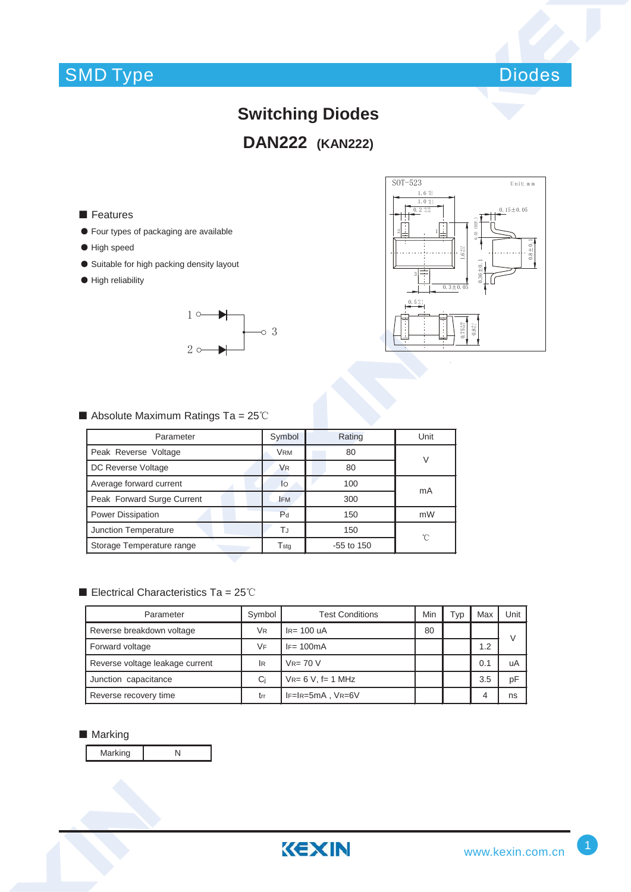SMD Type | Diodes

# Switching Diodes

## DAN222 (KAN222)

### Features

- Four types of packaging are available
- High speed
- Suitable for high packing density layout
- High reliability

### Absolute Maximum Ratings Ta = 25℃

| Parameter | Symbol | Rating | Unit |
|---|---|---|---|
| Peak Reverse Voltage | $V_{RM}$ | 80 | V |
| DC Reverse Voltage | $V_R$ | 80 | |
| Average forward current | $I_O$ | 100 | mA |
| Peak Forward Surge Current | $I_{FM}$ | 300 | |
| Power Dissipation | $P_d$ | 150 | mW |
| Junction Temperature | $T_J$ | 150 | ℃ |
| Storage Temperature range | $T_{stg}$ | -55 to 150 | |

### Electrical Characteristics Ta = 25℃

| Parameter | Symbol | Test Conditions | Min | Typ | Max | Unit |
|---|---|---|---|---|---|---|
| Reverse breakdown voltage | $V_R$ | $I_R$= 100 uA | 80 | | | V |
| Forward voltage | $V_F$ | $I_F$= 100mA | | | 1.2 | |
| Reverse voltage leakage current | $I_R$ | $V_R$= 70 V | | | 0.1 | uA |
| Junction capacitance | $C_j$ | $V_R$= 6 V, f= 1 MHz | | | 3.5 | pF |
| Reverse recovery time | $t_{rr}$ | $I_F$=$I_R$=5mA , $V_R$=6V | | | 4 | ns |

### Marking

| Marking | N |
|---|---|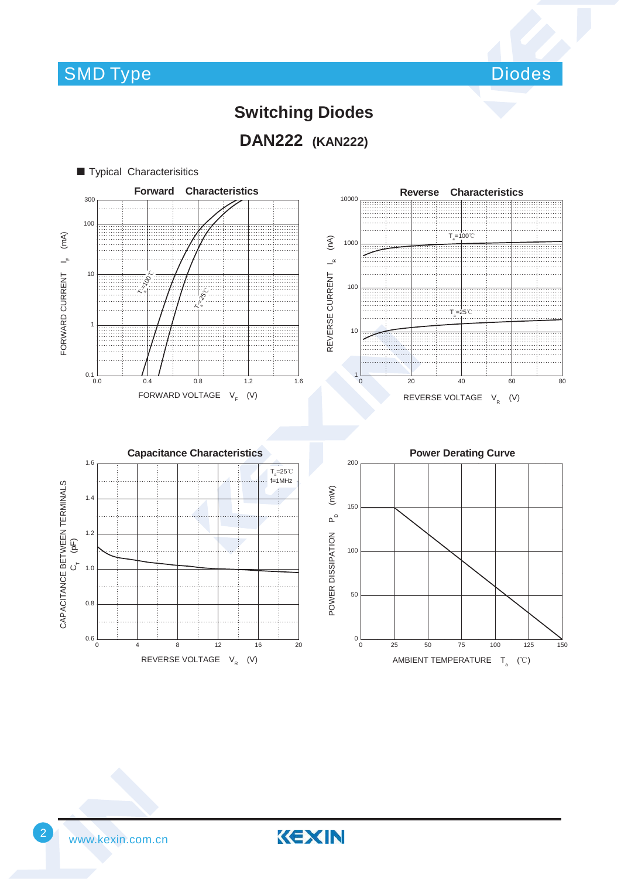# Switching Diodes

## DAN222 (KAN222)

■ Typical Characterisitics

**Forward Characteristics**

FORWARD CURRENT $I_F$ (mA)

300
100
10
1
0.1

0.0 0.4 0.8 1.2 1.6

$T_a$=100℃

$T_a$=25℃

FORWARD VOLTAGE $V_F$ (V)

**Reverse Characteristics**

REVERSE CURRENT $I_R$ (nA)

10000
1000
100
10
1

0 20 40 60 80

$T_a$=100℃

$T_a$=25℃

REVERSE VOLTAGE $V_R$ (V)

**Capacitance Characteristics**

CAPACITANCE BETWEEN TERMINALS $C_T$ (pF)

1.6
1.4
1.2
1.0
0.8
0.6

0 4 8 12 16 20

$T_a$=25℃
f=1MHz

REVERSE VOLTAGE $V_R$ (V)

**Power Derating Curve**

POWER DISSIPATION $P_D$ (mW)

200
150
100
50
0

0 25 50 75 100 125 150

AMBIENT TEMPERATURE $T_a$ (℃)